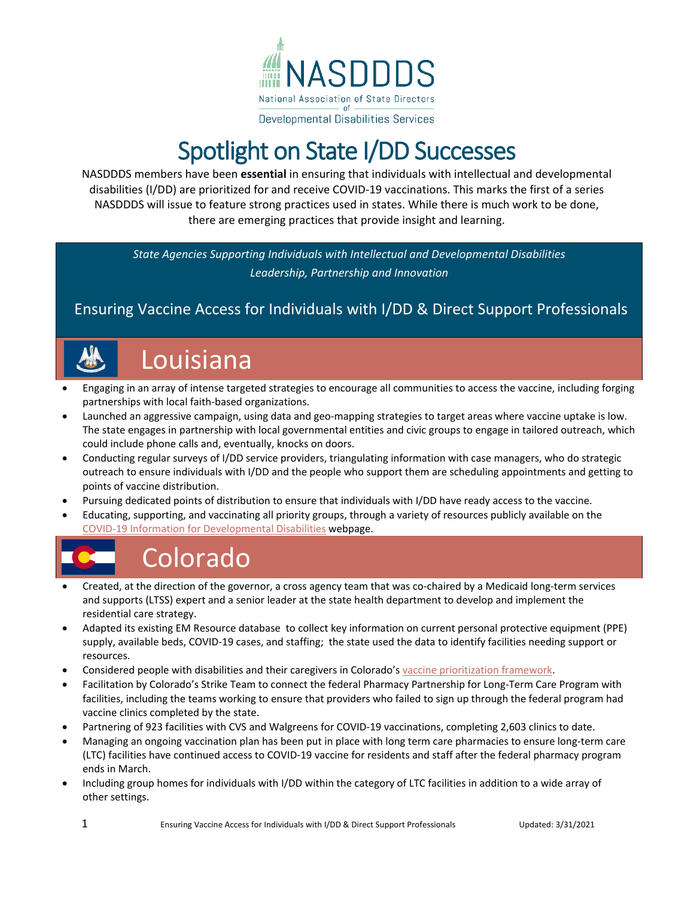NASDDDS

National Association of State Directors of Developmental Disabilities Services

# Spotlight on State I/DD Successes

NASDDDS members have been **essential** in ensuring that individuals with intellectual and developmental disabilities (I/DD) are prioritized for and receive COVID-19 vaccinations. This marks the first of a series NASDDDS will issue to feature strong practices used in states. While there is much work to be done, there are emerging practices that provide insight and learning.

*State Agencies Supporting Individuals with Intellectual and Developmental Disabilities*

*Leadership, Partnership and Innovation*

## Ensuring Vaccine Access for Individuals with I/DD & Direct Support Professionals

## Louisiana

- Engaging in an array of intense targeted strategies to encourage all communities to access the vaccine, including forging partnerships with local faith-based organizations.
- Launched an aggressive campaign, using data and geo-mapping strategies to target areas where vaccine uptake is low. The state engages in partnership with local governmental entities and civic groups to engage in tailored outreach, which could include phone calls and, eventually, knocks on doors.
- Conducting regular surveys of I/DD service providers, triangulating information with case managers, who do strategic outreach to ensure individuals with I/DD and the people who support them are scheduling appointments and getting to points of vaccine distribution.
- Pursuing dedicated points of distribution to ensure that individuals with I/DD have ready access to the vaccine.
- Educating, supporting, and vaccinating all priority groups, through a variety of resources publicly available on the COVID-19 Information for Developmental Disabilities webpage.

## Colorado

- Created, at the direction of the governor, a cross agency team that was co-chaired by a Medicaid long-term services and supports (LTSS) expert and a senior leader at the state health department to develop and implement the residential care strategy.
- Adapted its existing EM Resource database to collect key information on current personal protective equipment (PPE) supply, available beds, COVID-19 cases, and staffing; the state used the data to identify facilities needing support or resources.
- Considered people with disabilities and their caregivers in Colorado's vaccine prioritization framework.
- Facilitation by Colorado's Strike Team to connect the federal Pharmacy Partnership for Long-Term Care Program with facilities, including the teams working to ensure that providers who failed to sign up through the federal program had vaccine clinics completed by the state.
- Partnering of 923 facilities with CVS and Walgreens for COVID-19 vaccinations, completing 2,603 clinics to date.
- Managing an ongoing vaccination plan has been put in place with long term care pharmacies to ensure long-term care (LTC) facilities have continued access to COVID-19 vaccine for residents and staff after the federal pharmacy program ends in March.
- Including group homes for individuals with I/DD within the category of LTC facilities in addition to a wide array of other settings.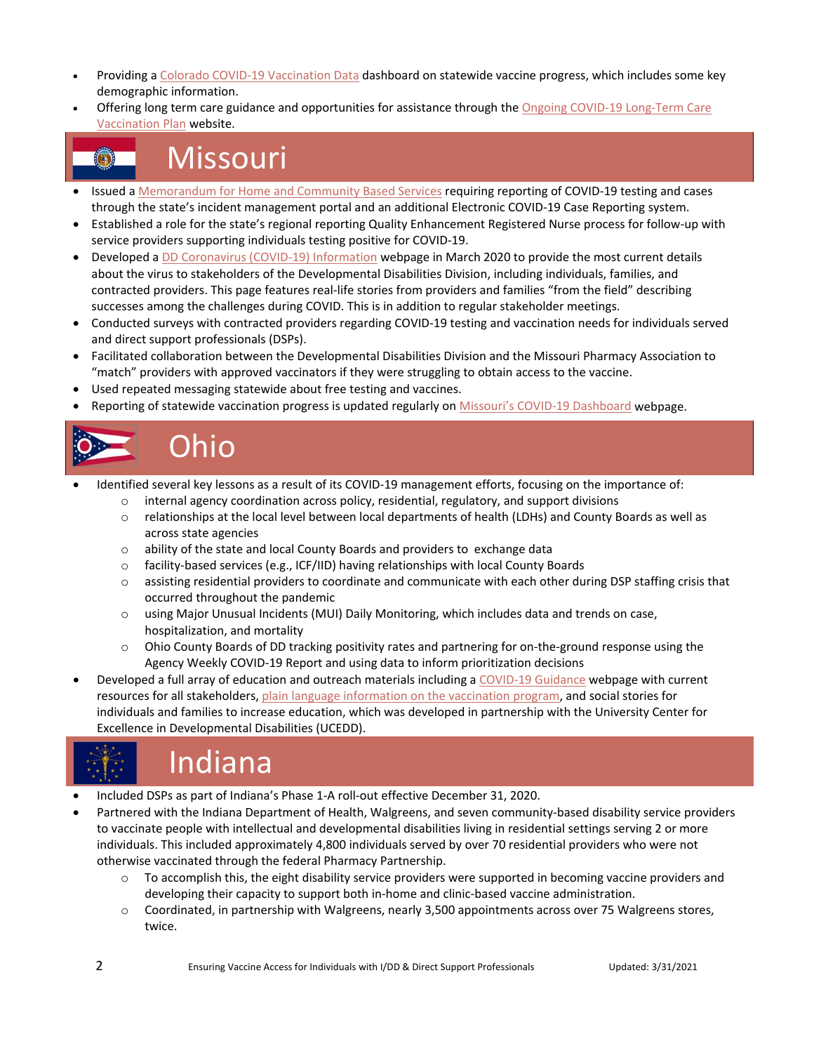- Providing a Colorado COVID-19 Vaccination Data dashboard on statewide vaccine progress, which includes some key demographic information.
- Offering long term care guidance and opportunities for assistance through the Ongoing COVID-19 Long-Term Care Vaccination Plan website.

# Missouri

- Issued a Memorandum for Home and Community Based Services requiring reporting of COVID-19 testing and cases through the state's incident management portal and an additional Electronic COVID-19 Case Reporting system.
- Established a role for the state's regional reporting Quality Enhancement Registered Nurse process for follow-up with service providers supporting individuals testing positive for COVID-19.
- Developed a DD Coronavirus (COVID-19) Information webpage in March 2020 to provide the most current details about the virus to stakeholders of the Developmental Disabilities Division, including individuals, families, and contracted providers. This page features real-life stories from providers and families "from the field" describing successes among the challenges during COVID. This is in addition to regular stakeholder meetings.
- Conducted surveys with contracted providers regarding COVID-19 testing and vaccination needs for individuals served and direct support professionals (DSPs).
- Facilitated collaboration between the Developmental Disabilities Division and the Missouri Pharmacy Association to "match" providers with approved vaccinators if they were struggling to obtain access to the vaccine.
- Used repeated messaging statewide about free testing and vaccines.
- Reporting of statewide vaccination progress is updated regularly on Missouri's COVID-19 Dashboard webpage.

# Ohio

- Identified several key lessons as a result of its COVID-19 management efforts, focusing on the importance of:
    - internal agency coordination across policy, residential, regulatory, and support divisions
    - relationships at the local level between local departments of health (LDHs) and County Boards as well as across state agencies
    - ability of the state and local County Boards and providers to exchange data
    - facility-based services (e.g., ICF/IID) having relationships with local County Boards
    - assisting residential providers to coordinate and communicate with each other during DSP staffing crisis that occurred throughout the pandemic
    - using Major Unusual Incidents (MUI) Daily Monitoring, which includes data and trends on case, hospitalization, and mortality
    - Ohio County Boards of DD tracking positivity rates and partnering for on-the-ground response using the Agency Weekly COVID-19 Report and using data to inform prioritization decisions
- Developed a full array of education and outreach materials including a COVID-19 Guidance webpage with current resources for all stakeholders, plain language information on the vaccination program, and social stories for individuals and families to increase education, which was developed in partnership with the University Center for Excellence in Developmental Disabilities (UCEDD).

# Indiana

- Included DSPs as part of Indiana's Phase 1-A roll-out effective December 31, 2020.
- Partnered with the Indiana Department of Health, Walgreens, and seven community-based disability service providers to vaccinate people with intellectual and developmental disabilities living in residential settings serving 2 or more individuals. This included approximately 4,800 individuals served by over 70 residential providers who were not otherwise vaccinated through the federal Pharmacy Partnership.
    - To accomplish this, the eight disability service providers were supported in becoming vaccine providers and developing their capacity to support both in-home and clinic-based vaccine administration.
    - Coordinated, in partnership with Walgreens, nearly 3,500 appointments across over 75 Walgreens stores, twice.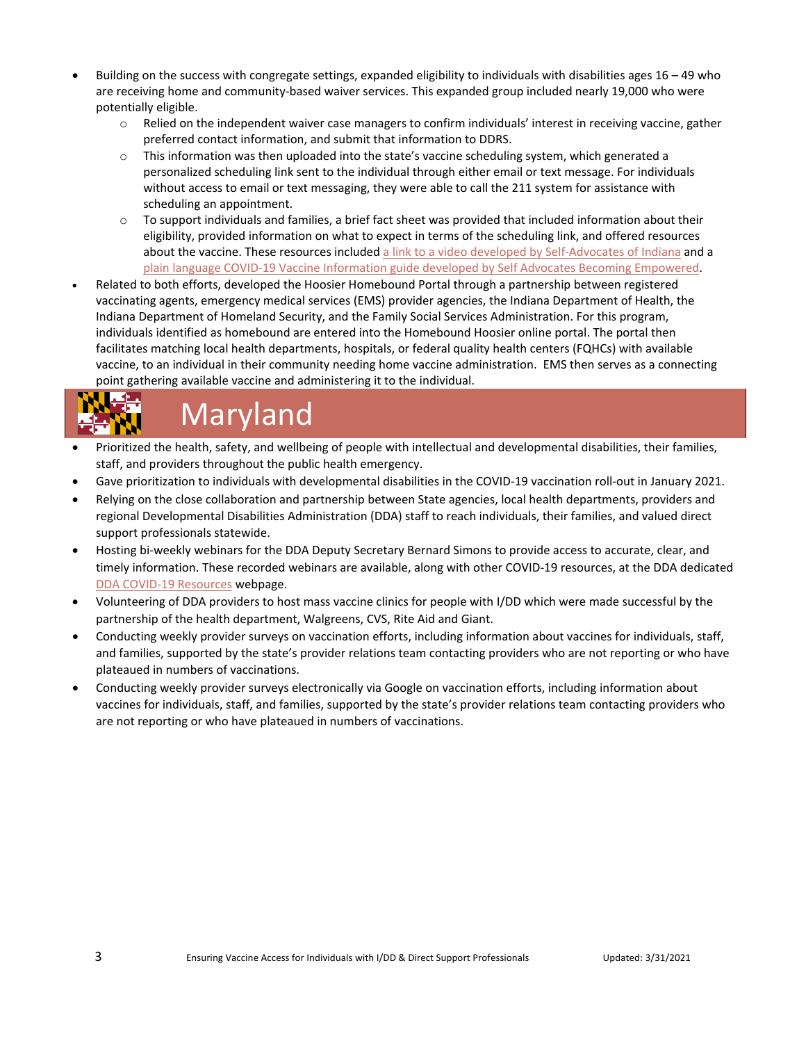- Building on the success with congregate settings, expanded eligibility to individuals with disabilities ages 16 – 49 who are receiving home and community-based waiver services. This expanded group included nearly 19,000 who were potentially eligible.
  - Relied on the independent waiver case managers to confirm individuals' interest in receiving vaccine, gather preferred contact information, and submit that information to DDRS.
  - This information was then uploaded into the state's vaccine scheduling system, which generated a personalized scheduling link sent to the individual through either email or text message. For individuals without access to email or text messaging, they were able to call the 211 system for assistance with scheduling an appointment.
  - To support individuals and families, a brief fact sheet was provided that included information about their eligibility, provided information on what to expect in terms of the scheduling link, and offered resources about the vaccine. These resources included a link to a video developed by Self-Advocates of Indiana and a plain language COVID-19 Vaccine Information guide developed by Self Advocates Becoming Empowered.
- Related to both efforts, developed the Hoosier Homebound Portal through a partnership between registered vaccinating agents, emergency medical services (EMS) provider agencies, the Indiana Department of Health, the Indiana Department of Homeland Security, and the Family Social Services Administration. For this program, individuals identified as homebound are entered into the Homebound Hoosier online portal. The portal then facilitates matching local health departments, hospitals, or federal quality health centers (FQHCs) with available vaccine, to an individual in their community needing home vaccine administration. EMS then serves as a connecting point gathering available vaccine and administering it to the individual.

# Maryland

- Prioritized the health, safety, and wellbeing of people with intellectual and developmental disabilities, their families, staff, and providers throughout the public health emergency.
- Gave prioritization to individuals with developmental disabilities in the COVID-19 vaccination roll-out in January 2021.
- Relying on the close collaboration and partnership between State agencies, local health departments, providers and regional Developmental Disabilities Administration (DDA) staff to reach individuals, their families, and valued direct support professionals statewide.
- Hosting bi-weekly webinars for the DDA Deputy Secretary Bernard Simons to provide access to accurate, clear, and timely information. These recorded webinars are available, along with other COVID-19 resources, at the DDA dedicated DDA COVID-19 Resources webpage.
- Volunteering of DDA providers to host mass vaccine clinics for people with I/DD which were made successful by the partnership of the health department, Walgreens, CVS, Rite Aid and Giant.
- Conducting weekly provider surveys on vaccination efforts, including information about vaccines for individuals, staff, and families, supported by the state's provider relations team contacting providers who are not reporting or who have plateaued in numbers of vaccinations.
- Conducting weekly provider surveys electronically via Google on vaccination efforts, including information about vaccines for individuals, staff, and families, supported by the state's provider relations team contacting providers who are not reporting or who have plateaued in numbers of vaccinations.